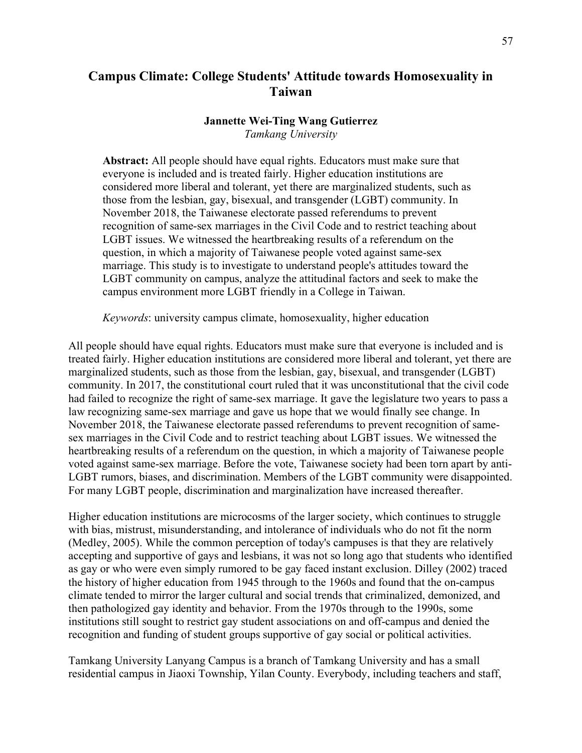# Campus Climate: College Students' Attitude towards Homosexuality in Taiwan

**Jannette Wei-Ting Wang Gutierrez**
*Tamkang University*

**Abstract:** All people should have equal rights. Educators must make sure that everyone is included and is treated fairly. Higher education institutions are considered more liberal and tolerant, yet there are marginalized students, such as those from the lesbian, gay, bisexual, and transgender (LGBT) community. In November 2018, the Taiwanese electorate passed referendums to prevent recognition of same-sex marriages in the Civil Code and to restrict teaching about LGBT issues. We witnessed the heartbreaking results of a referendum on the question, in which a majority of Taiwanese people voted against same-sex marriage. This study is to investigate to understand people's attitudes toward the LGBT community on campus, analyze the attitudinal factors and seek to make the campus environment more LGBT friendly in a College in Taiwan.

*Keywords*: university campus climate, homosexuality, higher education

All people should have equal rights. Educators must make sure that everyone is included and is treated fairly. Higher education institutions are considered more liberal and tolerant, yet there are marginalized students, such as those from the lesbian, gay, bisexual, and transgender (LGBT) community. In 2017, the constitutional court ruled that it was unconstitutional that the civil code had failed to recognize the right of same-sex marriage. It gave the legislature two years to pass a law recognizing same-sex marriage and gave us hope that we would finally see change. In November 2018, the Taiwanese electorate passed referendums to prevent recognition of same-sex marriages in the Civil Code and to restrict teaching about LGBT issues. We witnessed the heartbreaking results of a referendum on the question, in which a majority of Taiwanese people voted against same-sex marriage. Before the vote, Taiwanese society had been torn apart by anti-LGBT rumors, biases, and discrimination. Members of the LGBT community were disappointed. For many LGBT people, discrimination and marginalization have increased thereafter.

Higher education institutions are microcosms of the larger society, which continues to struggle with bias, mistrust, misunderstanding, and intolerance of individuals who do not fit the norm (Medley, 2005). While the common perception of today's campuses is that they are relatively accepting and supportive of gays and lesbians, it was not so long ago that students who identified as gay or who were even simply rumored to be gay faced instant exclusion. Dilley (2002) traced the history of higher education from 1945 through to the 1960s and found that the on-campus climate tended to mirror the larger cultural and social trends that criminalized, demonized, and then pathologized gay identity and behavior. From the 1970s through to the 1990s, some institutions still sought to restrict gay student associations on and off-campus and denied the recognition and funding of student groups supportive of gay social or political activities.

Tamkang University Lanyang Campus is a branch of Tamkang University and has a small residential campus in Jiaoxi Township, Yilan County. Everybody, including teachers and staff,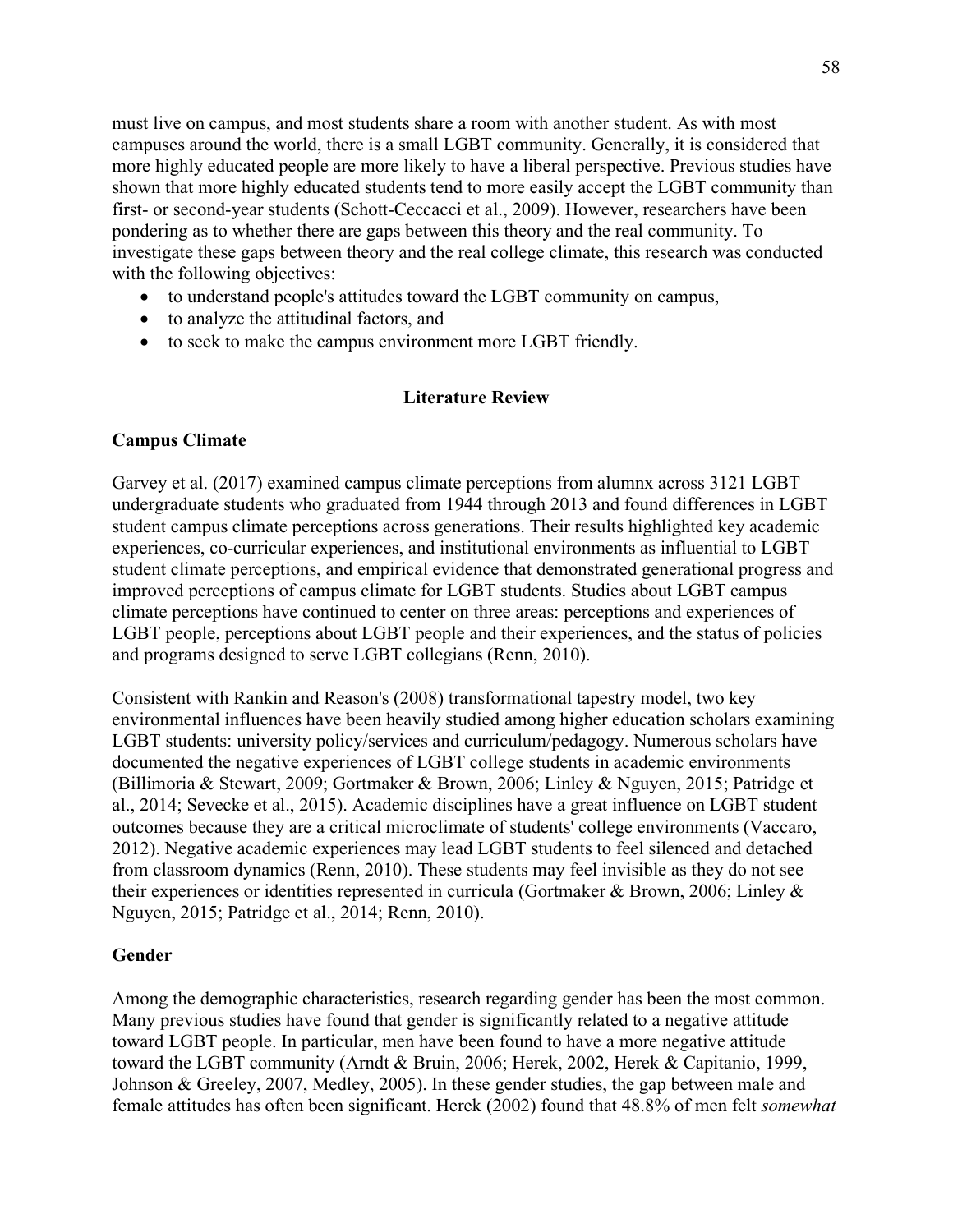must live on campus, and most students share a room with another student. As with most campuses around the world, there is a small LGBT community. Generally, it is considered that more highly educated people are more likely to have a liberal perspective. Previous studies have shown that more highly educated students tend to more easily accept the LGBT community than first- or second-year students (Schott-Ceccacci et al., 2009). However, researchers have been pondering as to whether there are gaps between this theory and the real community. To investigate these gaps between theory and the real college climate, this research was conducted with the following objectives:

- to understand people's attitudes toward the LGBT community on campus,
- to analyze the attitudinal factors, and
- to seek to make the campus environment more LGBT friendly.

## Literature Review

### Campus Climate

Garvey et al. (2017) examined campus climate perceptions from alumnx across 3121 LGBT undergraduate students who graduated from 1944 through 2013 and found differences in LGBT student campus climate perceptions across generations. Their results highlighted key academic experiences, co-curricular experiences, and institutional environments as influential to LGBT student climate perceptions, and empirical evidence that demonstrated generational progress and improved perceptions of campus climate for LGBT students. Studies about LGBT campus climate perceptions have continued to center on three areas: perceptions and experiences of LGBT people, perceptions about LGBT people and their experiences, and the status of policies and programs designed to serve LGBT collegians (Renn, 2010).

Consistent with Rankin and Reason's (2008) transformational tapestry model, two key environmental influences have been heavily studied among higher education scholars examining LGBT students: university policy/services and curriculum/pedagogy. Numerous scholars have documented the negative experiences of LGBT college students in academic environments (Billimoria & Stewart, 2009; Gortmaker & Brown, 2006; Linley & Nguyen, 2015; Patridge et al., 2014; Sevecke et al., 2015). Academic disciplines have a great influence on LGBT student outcomes because they are a critical microclimate of students' college environments (Vaccaro, 2012). Negative academic experiences may lead LGBT students to feel silenced and detached from classroom dynamics (Renn, 2010). These students may feel invisible as they do not see their experiences or identities represented in curricula (Gortmaker & Brown, 2006; Linley & Nguyen, 2015; Patridge et al., 2014; Renn, 2010).

### Gender

Among the demographic characteristics, research regarding gender has been the most common. Many previous studies have found that gender is significantly related to a negative attitude toward LGBT people. In particular, men have been found to have a more negative attitude toward the LGBT community (Arndt & Bruin, 2006; Herek, 2002, Herek & Capitanio, 1999, Johnson & Greeley, 2007, Medley, 2005). In these gender studies, the gap between male and female attitudes has often been significant. Herek (2002) found that 48.8% of men felt *somewhat*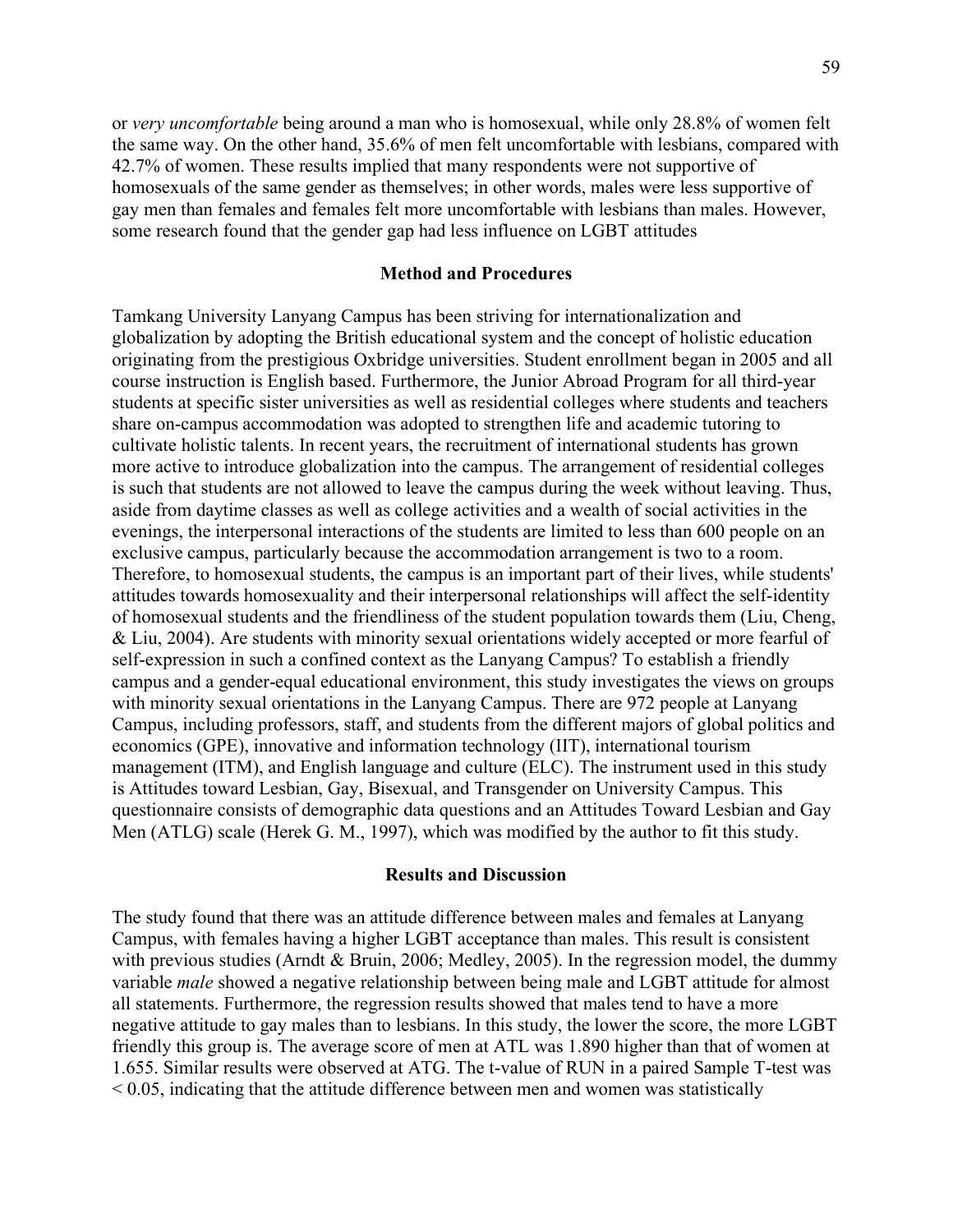or *very uncomfortable* being around a man who is homosexual, while only 28.8% of women felt the same way. On the other hand, 35.6% of men felt uncomfortable with lesbians, compared with 42.7% of women. These results implied that many respondents were not supportive of homosexuals of the same gender as themselves; in other words, males were less supportive of gay men than females and females felt more uncomfortable with lesbians than males. However, some research found that the gender gap had less influence on LGBT attitudes

## Method and Procedures

Tamkang University Lanyang Campus has been striving for internationalization and globalization by adopting the British educational system and the concept of holistic education originating from the prestigious Oxbridge universities. Student enrollment began in 2005 and all course instruction is English based. Furthermore, the Junior Abroad Program for all third-year students at specific sister universities as well as residential colleges where students and teachers share on-campus accommodation was adopted to strengthen life and academic tutoring to cultivate holistic talents. In recent years, the recruitment of international students has grown more active to introduce globalization into the campus. The arrangement of residential colleges is such that students are not allowed to leave the campus during the week without leaving. Thus, aside from daytime classes as well as college activities and a wealth of social activities in the evenings, the interpersonal interactions of the students are limited to less than 600 people on an exclusive campus, particularly because the accommodation arrangement is two to a room. Therefore, to homosexual students, the campus is an important part of their lives, while students' attitudes towards homosexuality and their interpersonal relationships will affect the self-identity of homosexual students and the friendliness of the student population towards them (Liu, Cheng, & Liu, 2004). Are students with minority sexual orientations widely accepted or more fearful of self-expression in such a confined context as the Lanyang Campus? To establish a friendly campus and a gender-equal educational environment, this study investigates the views on groups with minority sexual orientations in the Lanyang Campus. There are 972 people at Lanyang Campus, including professors, staff, and students from the different majors of global politics and economics (GPE), innovative and information technology (IIT), international tourism management (ITM), and English language and culture (ELC). The instrument used in this study is Attitudes toward Lesbian, Gay, Bisexual, and Transgender on University Campus. This questionnaire consists of demographic data questions and an Attitudes Toward Lesbian and Gay Men (ATLG) scale (Herek G. M., 1997), which was modified by the author to fit this study.

## Results and Discussion

The study found that there was an attitude difference between males and females at Lanyang Campus, with females having a higher LGBT acceptance than males. This result is consistent with previous studies (Arndt & Bruin, 2006; Medley, 2005). In the regression model, the dummy variable *male* showed a negative relationship between being male and LGBT attitude for almost all statements. Furthermore, the regression results showed that males tend to have a more negative attitude to gay males than to lesbians. In this study, the lower the score, the more LGBT friendly this group is. The average score of men at ATL was 1.890 higher than that of women at 1.655. Similar results were observed at ATG. The t-value of RUN in a paired Sample T-test was $< 0.05$, indicating that the attitude difference between men and women was statistically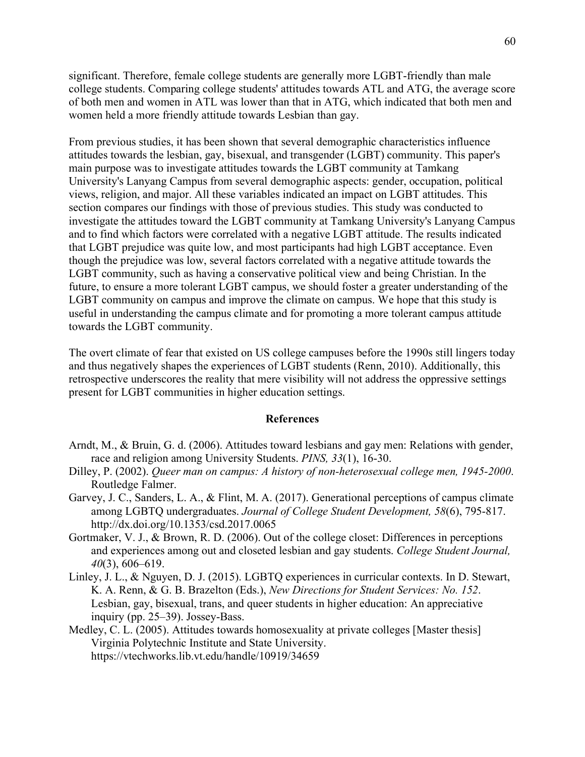significant. Therefore, female college students are generally more LGBT-friendly than male college students. Comparing college students' attitudes towards ATL and ATG, the average score of both men and women in ATL was lower than that in ATG, which indicated that both men and women held a more friendly attitude towards Lesbian than gay.

From previous studies, it has been shown that several demographic characteristics influence attitudes towards the lesbian, gay, bisexual, and transgender (LGBT) community. This paper's main purpose was to investigate attitudes towards the LGBT community at Tamkang University's Lanyang Campus from several demographic aspects: gender, occupation, political views, religion, and major. All these variables indicated an impact on LGBT attitudes. This section compares our findings with those of previous studies. This study was conducted to investigate the attitudes toward the LGBT community at Tamkang University's Lanyang Campus and to find which factors were correlated with a negative LGBT attitude. The results indicated that LGBT prejudice was quite low, and most participants had high LGBT acceptance. Even though the prejudice was low, several factors correlated with a negative attitude towards the LGBT community, such as having a conservative political view and being Christian. In the future, to ensure a more tolerant LGBT campus, we should foster a greater understanding of the LGBT community on campus and improve the climate on campus. We hope that this study is useful in understanding the campus climate and for promoting a more tolerant campus attitude towards the LGBT community.

The overt climate of fear that existed on US college campuses before the 1990s still lingers today and thus negatively shapes the experiences of LGBT students (Renn, 2010). Additionally, this retrospective underscores the reality that mere visibility will not address the oppressive settings present for LGBT communities in higher education settings.

## References

Arndt, M., & Bruin, G. d. (2006). Attitudes toward lesbians and gay men: Relations with gender, race and religion among University Students. *PINS, 33*(1), 16-30.

Dilley, P. (2002). *Queer man on campus: A history of non-heterosexual college men, 1945-2000*. Routledge Falmer.

Garvey, J. C., Sanders, L. A., & Flint, M. A. (2017). Generational perceptions of campus climate among LGBTQ undergraduates. *Journal of College Student Development, 58*(6), 795-817. http://dx.doi.org/10.1353/csd.2017.0065

Gortmaker, V. J., & Brown, R. D. (2006). Out of the college closet: Differences in perceptions and experiences among out and closeted lesbian and gay students. *College Student Journal, 40*(3), 606–619.

Linley, J. L., & Nguyen, D. J. (2015). LGBTQ experiences in curricular contexts. In D. Stewart, K. A. Renn, & G. B. Brazelton (Eds.), *New Directions for Student Services: No. 152*. Lesbian, gay, bisexual, trans, and queer students in higher education: An appreciative inquiry (pp. 25–39). Jossey-Bass.

Medley, C. L. (2005). Attitudes towards homosexuality at private colleges [Master thesis] Virginia Polytechnic Institute and State University. https://vtechworks.lib.vt.edu/handle/10919/34659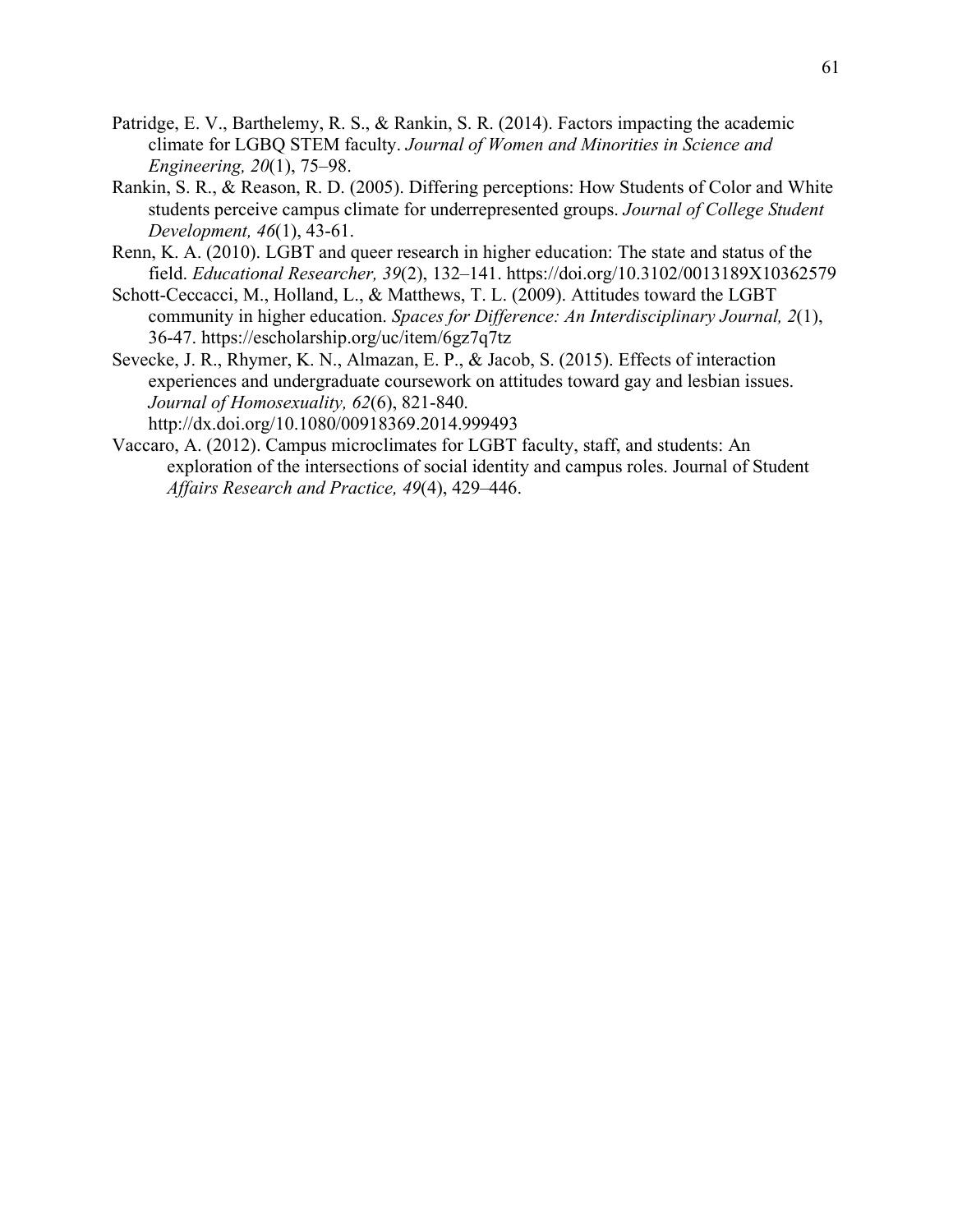Patridge, E. V., Barthelemy, R. S., & Rankin, S. R. (2014). Factors impacting the academic climate for LGBQ STEM faculty. *Journal of Women and Minorities in Science and Engineering, 20*(1), 75–98.

Rankin, S. R., & Reason, R. D. (2005). Differing perceptions: How Students of Color and White students perceive campus climate for underrepresented groups. *Journal of College Student Development, 46*(1), 43-61.

Renn, K. A. (2010). LGBT and queer research in higher education: The state and status of the field. *Educational Researcher, 39*(2), 132–141. https://doi.org/10.3102/0013189X10362579

Schott-Ceccacci, M., Holland, L., & Matthews, T. L. (2009). Attitudes toward the LGBT community in higher education. *Spaces for Difference: An Interdisciplinary Journal, 2*(1), 36-47. https://escholarship.org/uc/item/6gz7q7tz

Sevecke, J. R., Rhymer, K. N., Almazan, E. P., & Jacob, S. (2015). Effects of interaction experiences and undergraduate coursework on attitudes toward gay and lesbian issues. *Journal of Homosexuality, 62*(6), 821-840. http://dx.doi.org/10.1080/00918369.2014.999493

Vaccaro, A. (2012). Campus microclimates for LGBT faculty, staff, and students: An exploration of the intersections of social identity and campus roles. Journal of Student *Affairs Research and Practice, 49*(4), 429–446.